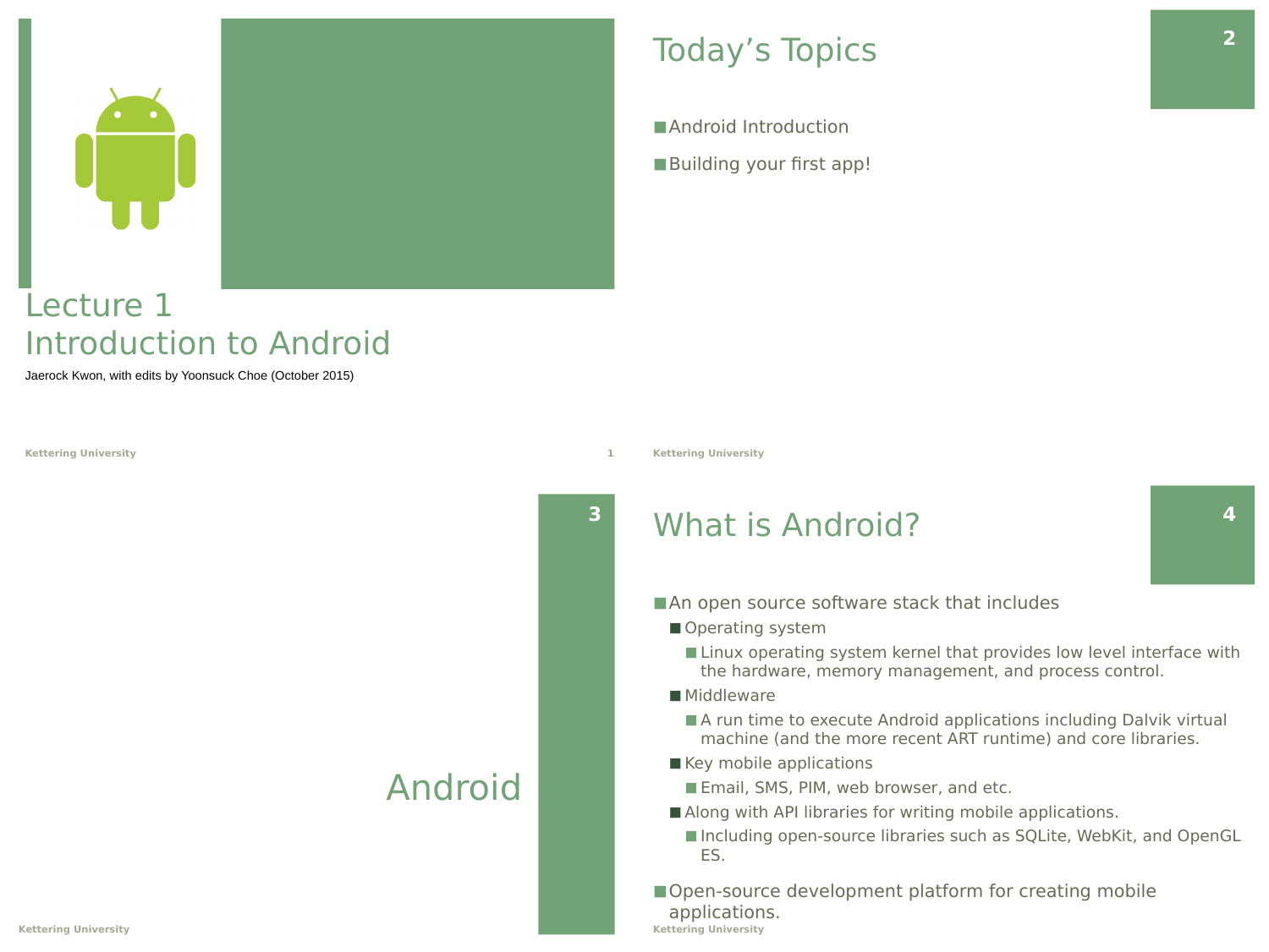# Lecture 1
# Introduction to Android

Jaerock Kwon, with edits by Yoonsuck Choe (October 2015)

## Today's Topics

- Android Introduction
- Building your first app!

# Android

## What is Android?

- An open source software stack that includes
  - Operating system
    - Linux operating system kernel that provides low level interface with the hardware, memory management, and process control.
  - Middleware
    - A run time to execute Android applications including Dalvik virtual machine (and the more recent ART runtime) and core libraries.
  - Key mobile applications
    - Email, SMS, PIM, web browser, and etc.
  - Along with API libraries for writing mobile applications.
    - Including open-source libraries such as SQLite, WebKit, and OpenGL ES.
- Open-source development platform for creating mobile applications.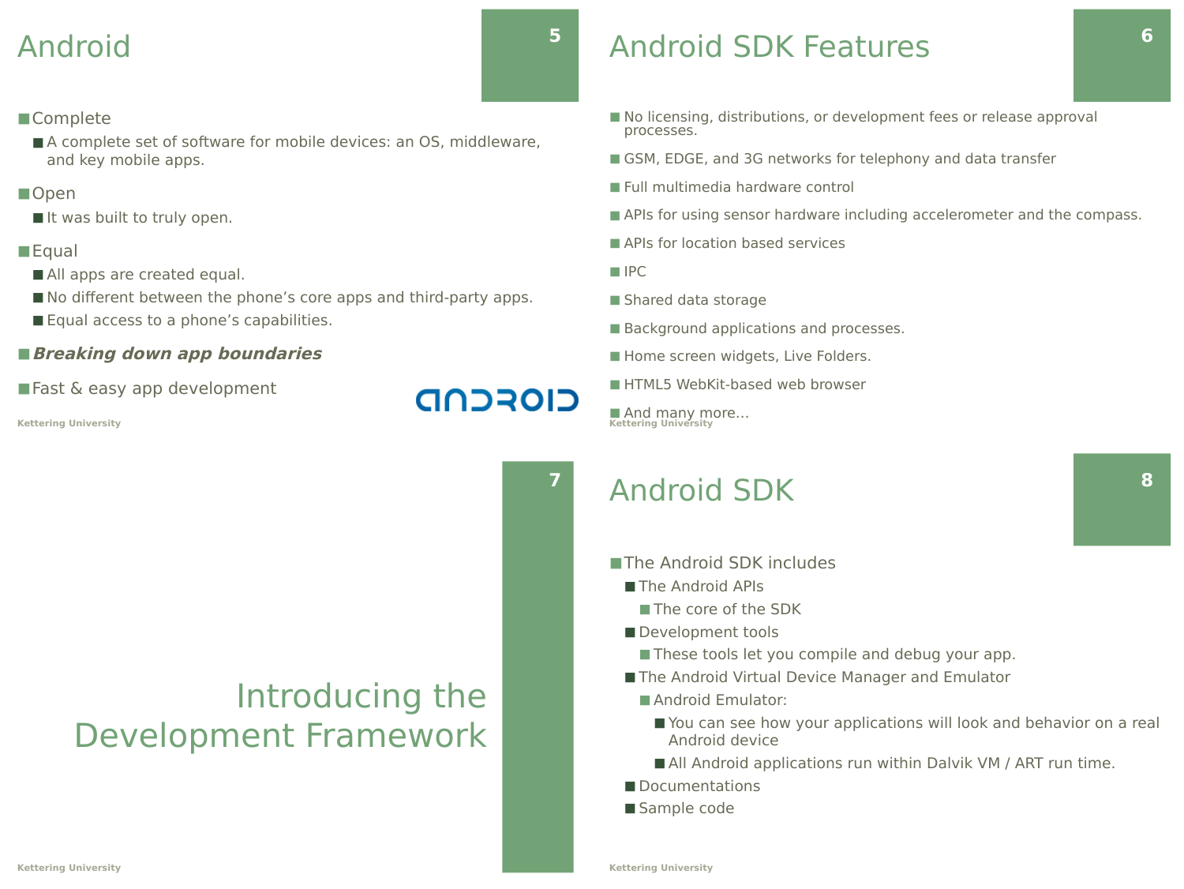# Android

- Complete
  - A complete set of software for mobile devices: an OS, middleware, and key mobile apps.
- Open
  - It was built to truly open.
- Equal
  - All apps are created equal.
  - No different between the phone's core apps and third-party apps.
  - Equal access to a phone's capabilities.
- ***Breaking down app boundaries***
- Fast & easy app development

# Android SDK Features

- No licensing, distributions, or development fees or release approval processes.
- GSM, EDGE, and 3G networks for telephony and data transfer
- Full multimedia hardware control
- APIs for using sensor hardware including accelerometer and the compass.
- APIs for location based services
- IPC
- Shared data storage
- Background applications and processes.
- Home screen widgets, Live Folders.
- HTML5 WebKit-based web browser
- And many more…

# Introducing the Development Framework

# Android SDK

- The Android SDK includes
  - The Android APIs
    - The core of the SDK
  - Development tools
    - These tools let you compile and debug your app.
  - The Android Virtual Device Manager and Emulator
    - Android Emulator:
      - You can see how your applications will look and behavior on a real Android device
      - All Android applications run within Dalvik VM / ART run time.
  - Documentations
  - Sample code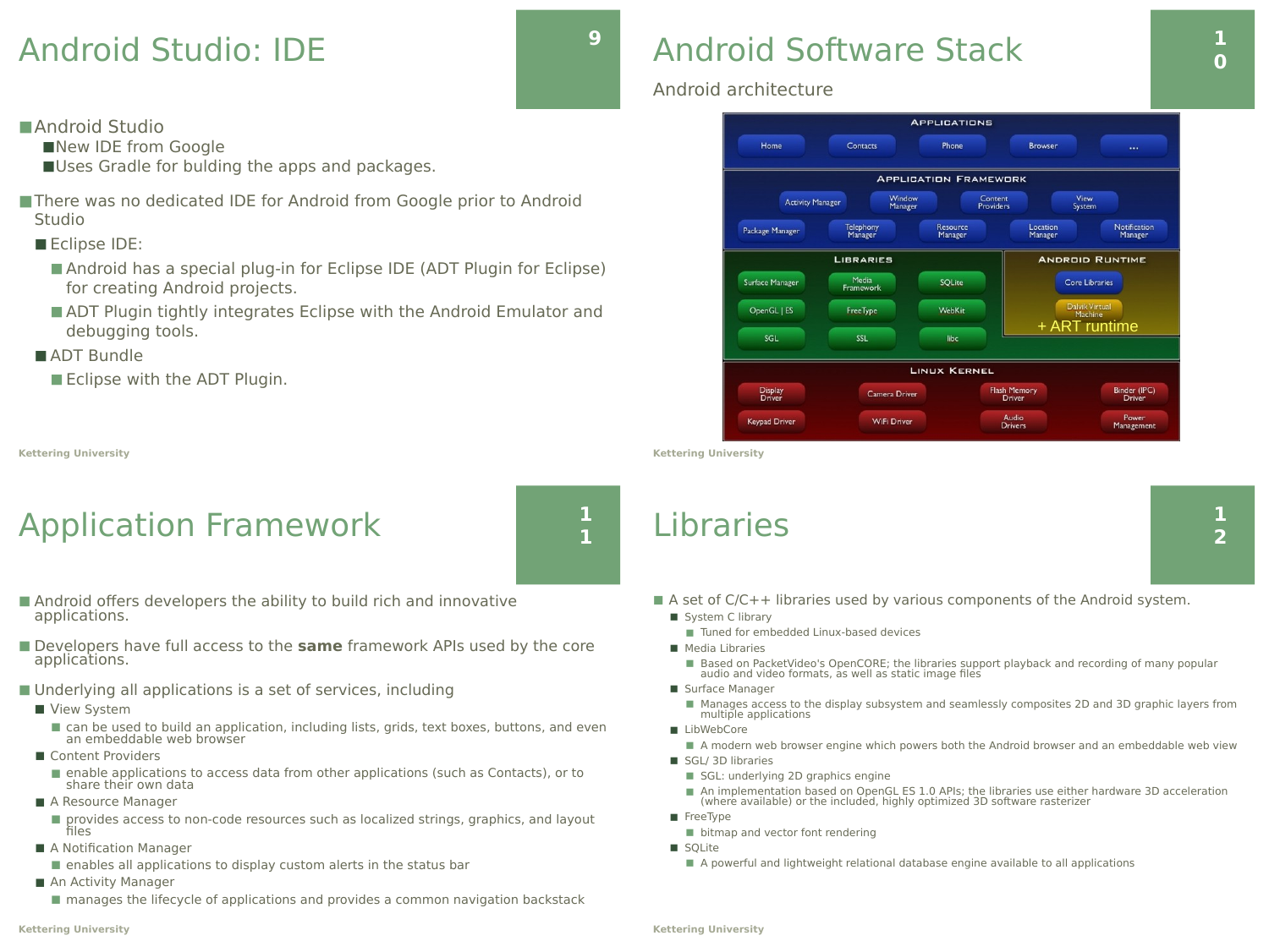# Android Studio: IDE

- Android Studio
  - New IDE from Google
  - Uses Gradle for bulding the apps and packages.
- There was no dedicated IDE for Android from Google prior to Android Studio
  - Eclipse IDE:
    - Android has a special plug-in for Eclipse IDE (ADT Plugin for Eclipse) for creating Android projects.
    - ADT Plugin tightly integrates Eclipse with the Android Emulator and debugging tools.
  - ADT Bundle
    - Eclipse with the ADT Plugin.

# Android Software Stack

## Android architecture

**Applications**: Home, Contacts, Phone, Browser, ...

**Application Framework**: Activity Manager, Window Manager, Content Providers, View System, Package Manager, Telephony Manager, Resource Manager, Location Manager, Notification Manager

**Libraries**: Surface Manager, Media Framework, SQLite, OpenGL | ES, FreeType, WebKit, SGL, SSL, libc

**Android Runtime**: Core Libraries, Dalvik Virtual Machine, + ART runtime

**Linux Kernel**: Display Driver, Camera Driver, Flash Memory Driver, Binder (IPC) Driver, Keypad Driver, WiFi Driver, Audio Drivers, Power Management

# Application Framework

- Android offers developers the ability to build rich and innovative applications.
- Developers have full access to the **same** framework APIs used by the core applications.
- Underlying all applications is a set of services, including
  - View System
    - can be used to build an application, including lists, grids, text boxes, buttons, and even an embeddable web browser
  - Content Providers
    - enable applications to access data from other applications (such as Contacts), or to share their own data
  - A Resource Manager
    - provides access to non-code resources such as localized strings, graphics, and layout files
  - A Notification Manager
    - enables all applications to display custom alerts in the status bar
  - An Activity Manager
    - manages the lifecycle of applications and provides a common navigation backstack

# Libraries

- A set of C/C++ libraries used by various components of the Android system.
  - System C library
    - Tuned for embedded Linux-based devices
  - Media Libraries
    - Based on PacketVideo's OpenCORE; the libraries support playback and recording of many popular audio and video formats, as well as static image files
  - Surface Manager
    - Manages access to the display subsystem and seamlessly composites 2D and 3D graphic layers from multiple applications
  - LibWebCore
    - A modern web browser engine which powers both the Android browser and an embeddable web view
  - SGL/ 3D libraries
    - SGL: underlying 2D graphics engine
    - An implementation based on OpenGL ES 1.0 APIs; the libraries use either hardware 3D acceleration (where available) or the included, highly optimized 3D software rasterizer
  - FreeType
    - bitmap and vector font rendering
  - SQLite
    - A powerful and lightweight relational database engine available to all applications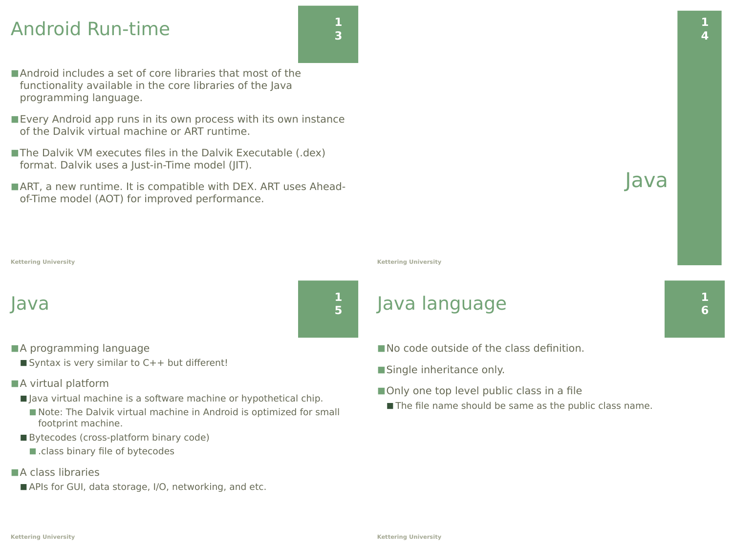## Android Run-time

- Android includes a set of core libraries that most of the functionality available in the core libraries of the Java programming language.
- Every Android app runs in its own process with its own instance of the Dalvik virtual machine or ART runtime.
- The Dalvik VM executes files in the Dalvik Executable (.dex) format. Dalvik uses a Just-in-Time model (JIT).
- ART, a new runtime. It is compatible with DEX. ART uses Ahead-of-Time model (AOT) for improved performance.

# Java

## Java

- A programming language
  - Syntax is very similar to C++ but different!
- A virtual platform
  - Java virtual machine is a software machine or hypothetical chip.
    - Note: The Dalvik virtual machine in Android is optimized for small footprint machine.
  - Bytecodes (cross-platform binary code)
    - .class binary file of bytecodes
- A class libraries
  - APIs for GUI, data storage, I/O, networking, and etc.

## Java language

- No code outside of the class definition.
- Single inheritance only.
- Only one top level public class in a file
  - The file name should be same as the public class name.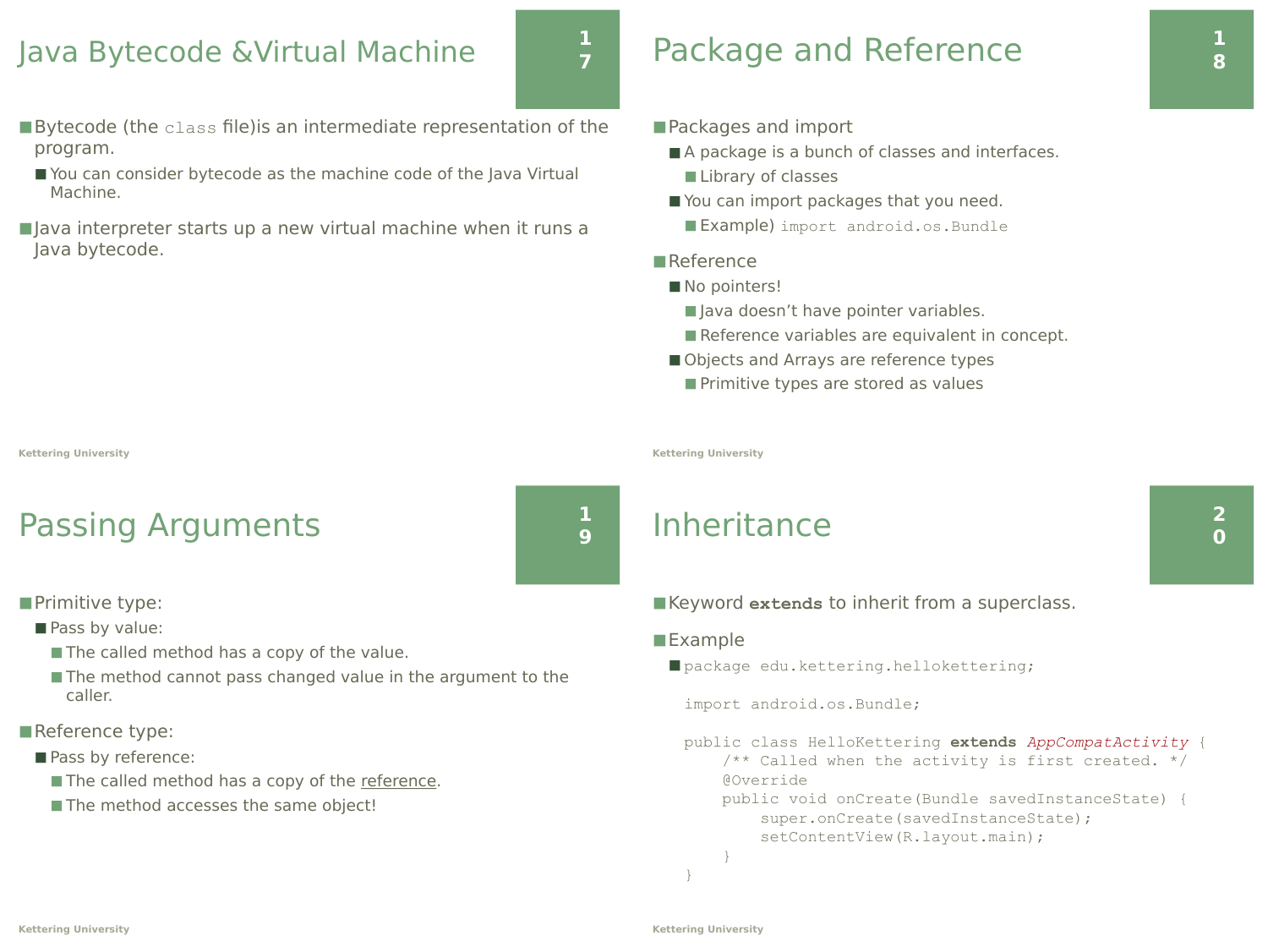# Java Bytecode &Virtual Machine

- Bytecode (the `class` file)is an intermediate representation of the program.
  - You can consider bytecode as the machine code of the Java Virtual Machine.
- Java interpreter starts up a new virtual machine when it runs a Java bytecode.

# Package and Reference

- Packages and import
  - A package is a bunch of classes and interfaces.
    - Library of classes
  - You can import packages that you need.
    - Example) `import android.os.Bundle`
- Reference
  - No pointers!
    - Java doesn't have pointer variables.
    - Reference variables are equivalent in concept.
  - Objects and Arrays are reference types
    - Primitive types are stored as values

# Passing Arguments

- Primitive type:
  - Pass by value:
    - The called method has a copy of the value.
    - The method cannot pass changed value in the argument to the caller.
- Reference type:
  - Pass by reference:
    - The called method has a copy of the reference.
    - The method accesses the same object!

# Inheritance

- Keyword **`extends`** to inherit from a superclass.
- Example

```
package edu.kettering.hellokettering;

import android.os.Bundle;

public class HelloKettering extends AppCompatActivity {
    /** Called when the activity is first created. */
    @Override
    public void onCreate(Bundle savedInstanceState) {
        super.onCreate(savedInstanceState);
        setContentView(R.layout.main);
    }
}
```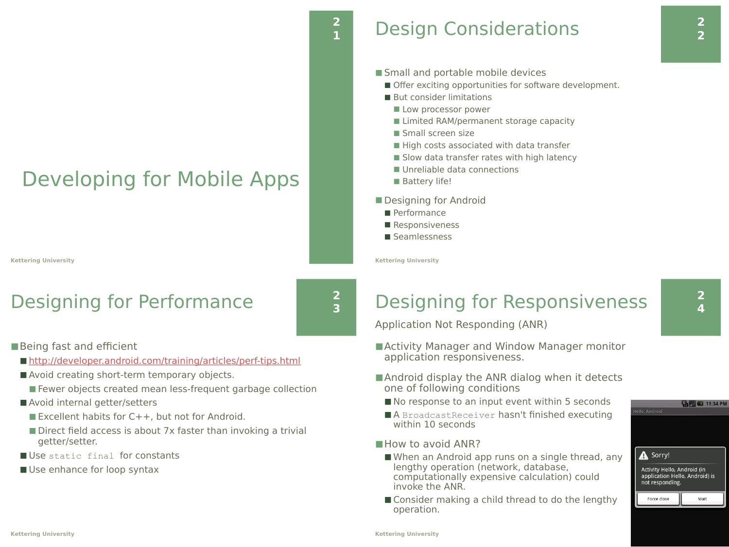# Developing for Mobile Apps

# Design Considerations

- Small and portable mobile devices
  - Offer exciting opportunities for software development.
  - But consider limitations
    - Low processor power
    - Limited RAM/permanent storage capacity
    - Small screen size
    - High costs associated with data transfer
    - Slow data transfer rates with high latency
    - Unreliable data connections
    - Battery life!
- Designing for Android
  - Performance
  - Responsiveness
  - Seamlessness

# Designing for Performance

- Being fast and efficient
  - http://developer.android.com/training/articles/perf-tips.html
  - Avoid creating short-term temporary objects.
    - Fewer objects created mean less-frequent garbage collection
  - Avoid internal getter/setters
    - Excellent habits for C++, but not for Android.
    - Direct field access is about 7x faster than invoking a trivial getter/setter.
  - Use `static final` for constants
  - Use enhance for loop syntax

# Designing for Responsiveness

Application Not Responding (ANR)

- Activity Manager and Window Manager monitor application responsiveness.
- Android display the ANR dialog when it detects one of following conditions
  - No response to an input event within 5 seconds
  - A `BroadcastReceiver` hasn't finished executing within 10 seconds
- How to avoid ANR?
  - When an Android app runs on a single thread, any lengthy operation (network, database, computationally expensive calculation) could invoke the ANR.
  - Consider making a child thread to do the lengthy operation.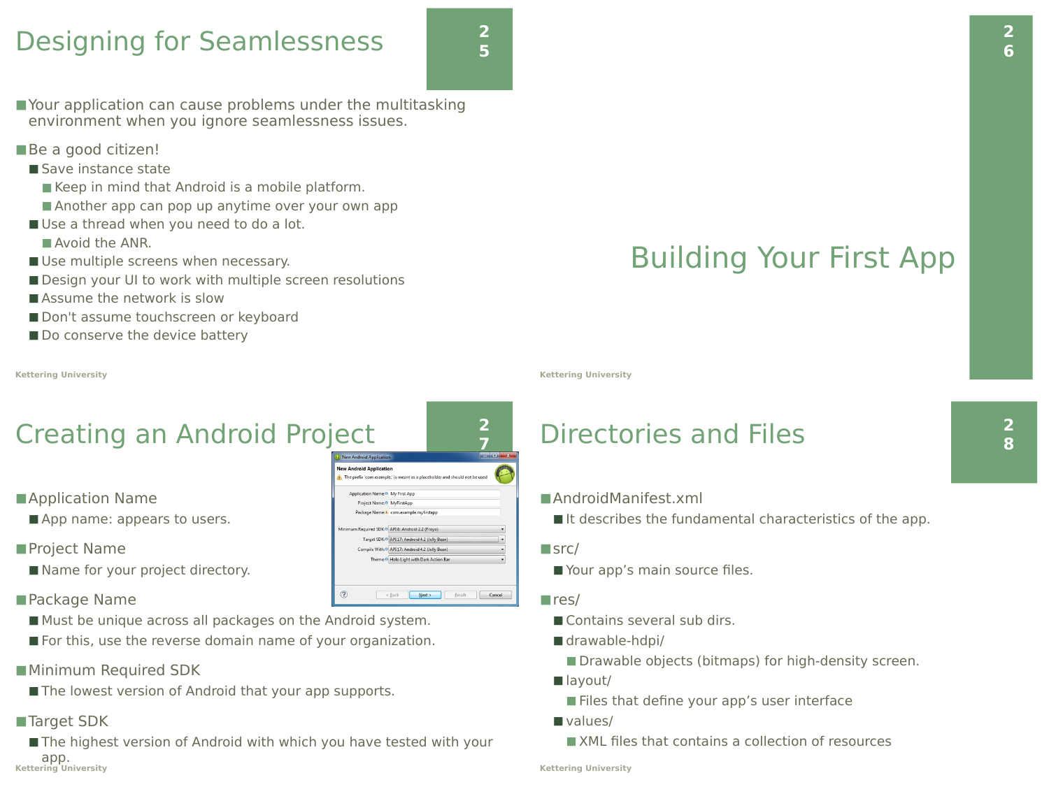## Designing for Seamlessness

- Your application can cause problems under the multitasking environment when you ignore seamlessness issues.
- Be a good citizen!
  - Save instance state
    - Keep in mind that Android is a mobile platform.
    - Another app can pop up anytime over your own app
  - Use a thread when you need to do a lot.
    - Avoid the ANR.
  - Use multiple screens when necessary.
  - Design your UI to work with multiple screen resolutions
  - Assume the network is slow
  - Don't assume touchscreen or keyboard
  - Do conserve the device battery

# Building Your First App

## Creating an Android Project

- Application Name
  - App name: appears to users.
- Project Name
  - Name for your project directory.
- Package Name
  - Must be unique across all packages on the Android system.
  - For this, use the reverse domain name of your organization.
- Minimum Required SDK
  - The lowest version of Android that your app supports.
- Target SDK
  - The highest version of Android with which you have tested with your app.

## Directories and Files

- AndroidManifest.xml
  - It describes the fundamental characteristics of the app.
- src/
  - Your app's main source files.
- res/
  - Contains several sub dirs.
  - drawable-hdpi/
    - Drawable objects (bitmaps) for high-density screen.
  - layout/
    - Files that define your app's user interface
  - values/
    - XML files that contains a collection of resources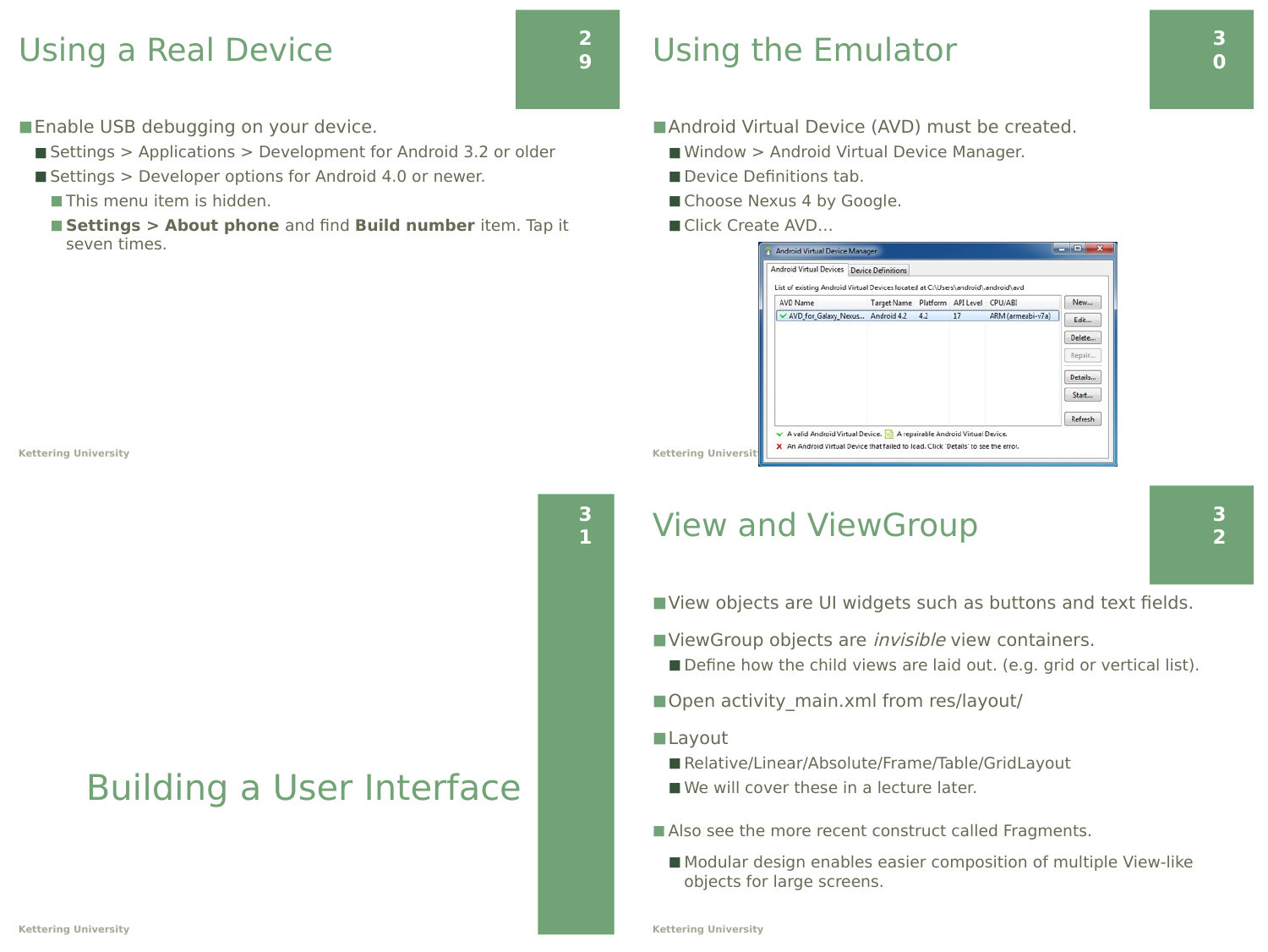## Using a Real Device

- Enable USB debugging on your device.
  - Settings > Applications > Development for Android 3.2 or older
  - Settings > Developer options for Android 4.0 or newer.
    - This menu item is hidden.
    - **Settings > About phone** and find **Build number** item. Tap it seven times.

## Using the Emulator

- Android Virtual Device (AVD) must be created.
  - Window > Android Virtual Device Manager.
  - Device Definitions tab.
  - Choose Nexus 4 by Google.
  - Click Create AVD…

# Building a User Interface

## View and ViewGroup

- View objects are UI widgets such as buttons and text fields.
- ViewGroup objects are *invisible* view containers.
  - Define how the child views are laid out. (e.g. grid or vertical list).
- Open activity_main.xml from res/layout/
- Layout
  - Relative/Linear/Absolute/Frame/Table/GridLayout
  - We will cover these in a lecture later.
- Also see the more recent construct called Fragments.
  - Modular design enables easier composition of multiple View-like objects for large screens.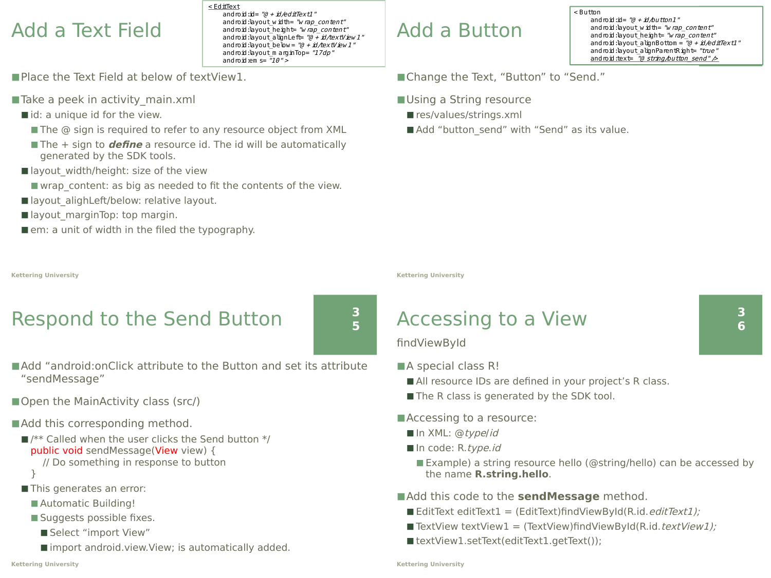## Add a Text Field

```
<EditText
    android:id="@+id/editText1"
    android:layout_width="wrap_content"
    android:layout_height="wrap_content"
    android:layout_alignLeft="@+id/textView1"
    android:layout_below="@+id/textView1"
    android:layout_marginTop="17dp"
    android:ems="10">
```

- Place the Text Field at below of textView1.
- Take a peek in activity_main.xml
  - id: a unique id for the view.
    - The @ sign is required to refer to any resource object from XML
    - The + sign to ***define*** a resource id. The id will be automatically generated by the SDK tools.
  - layout_width/height: size of the view
    - wrap_content: as big as needed to fit the contents of the view.
  - layout_alighLeft/below: relative layout.
  - layout_marginTop: top margin.
  - em: a unit of width in the filed the typography.

## Add a Button

```
<Button
    android:id="@+id/button1"
    android:layout_width="wrap_content"
    android:layout_height="wrap_content"
    android:layout_alignBottom="@+id/editText1"
    android:layout_alignParentRight="true"
    android:text="@string/button_send"/>
```

- Change the Text, "Button" to "Send."
- Using a String resource
  - res/values/strings.xml
  - Add "button_send" with "Send" as its value.

## Respond to the Send Button

- Add "android:onClick attribute to the Button and set its attribute "sendMessage"
- Open the MainActivity class (src/)
- Add this corresponding method.
  - ```
    /** Called when the user clicks the Send button */
    public void sendMessage(View view) {
        // Do something in response to button
    }
    ```
  - This generates an error:
    - Automatic Building!
    - Suggests possible fixes.
      - Select "import View"
      - import android.view.View; is automatically added.

## Accessing to a View

findViewById

- A special class R!
  - All resource IDs are defined in your project's R class.
  - The R class is generated by the SDK tool.
- Accessing to a resource:
  - In XML: @*type*/*id*
  - In code: R.*type*.*id*
    - Example) a string resource hello (@string/hello) can be accessed by the name **R.string.hello**.
- Add this code to the **sendMessage** method.
  - EditText editText1 = (EditText)findViewById(R.id.*editText1);*
  - TextView textView1 = (TextView)findViewById(R.id.*textView1);*
  - textView1.setText(editText1.getText());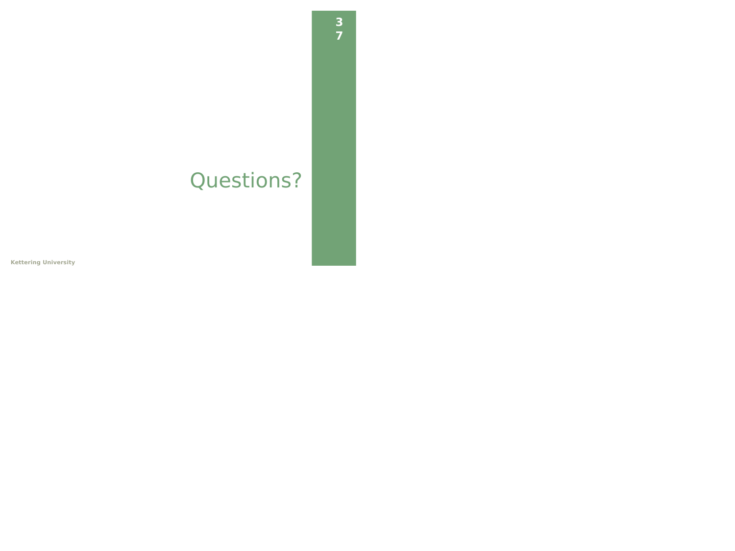# Questions?